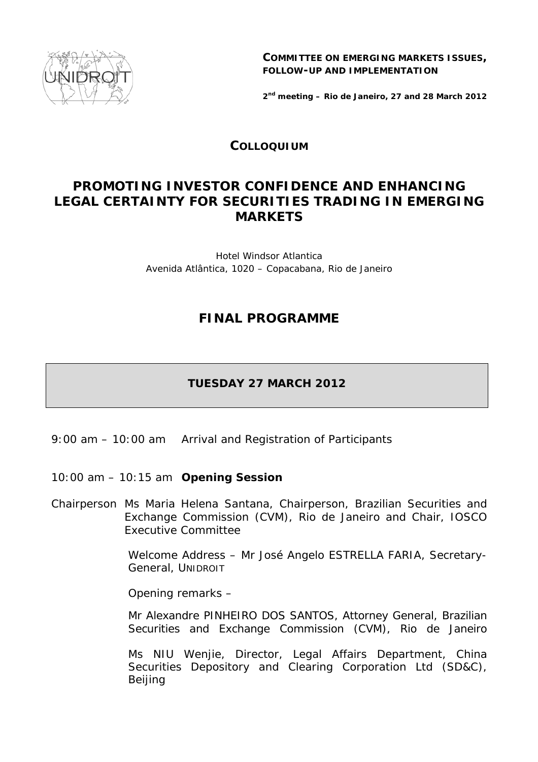**COMMITTEE ON EMERGING MARKETS ISSUES, FOLLOW-UP AND IMPLEMENTATION**

**2nd meeting – Rio de Janeiro, 27 and 28 March 2012**

## COLLOQUIUM

# PROMOTING INVESTOR CONFIDENCE AND ENHANCING LEGAL CERTAINTY FOR SECURITIES TRADING IN EMERGING MARKETS

Hotel Windsor Atlantica
Avenida Atlântica, 1020 – Copacabana, Rio de Janeiro

## FINAL PROGRAMME

### TUESDAY 27 MARCH 2012

9:00 am – 10:00 am Arrival and Registration of Participants

10:00 am – 10:15 am **Opening Session**

Chairperson Ms Maria Helena Santana, Chairperson, Brazilian Securities and Exchange Commission (CVM), Rio de Janeiro and Chair, IOSCO Executive Committee

Welcome Address – Mr José Angelo ESTRELLA FARIA, Secretary-General, UNIDROIT

Opening remarks –

Mr Alexandre PINHEIRO DOS SANTOS, Attorney General, Brazilian Securities and Exchange Commission (CVM), Rio de Janeiro

Ms NIU Wenjie, Director, Legal Affairs Department, China Securities Depository and Clearing Corporation Ltd (SD&C), Beijing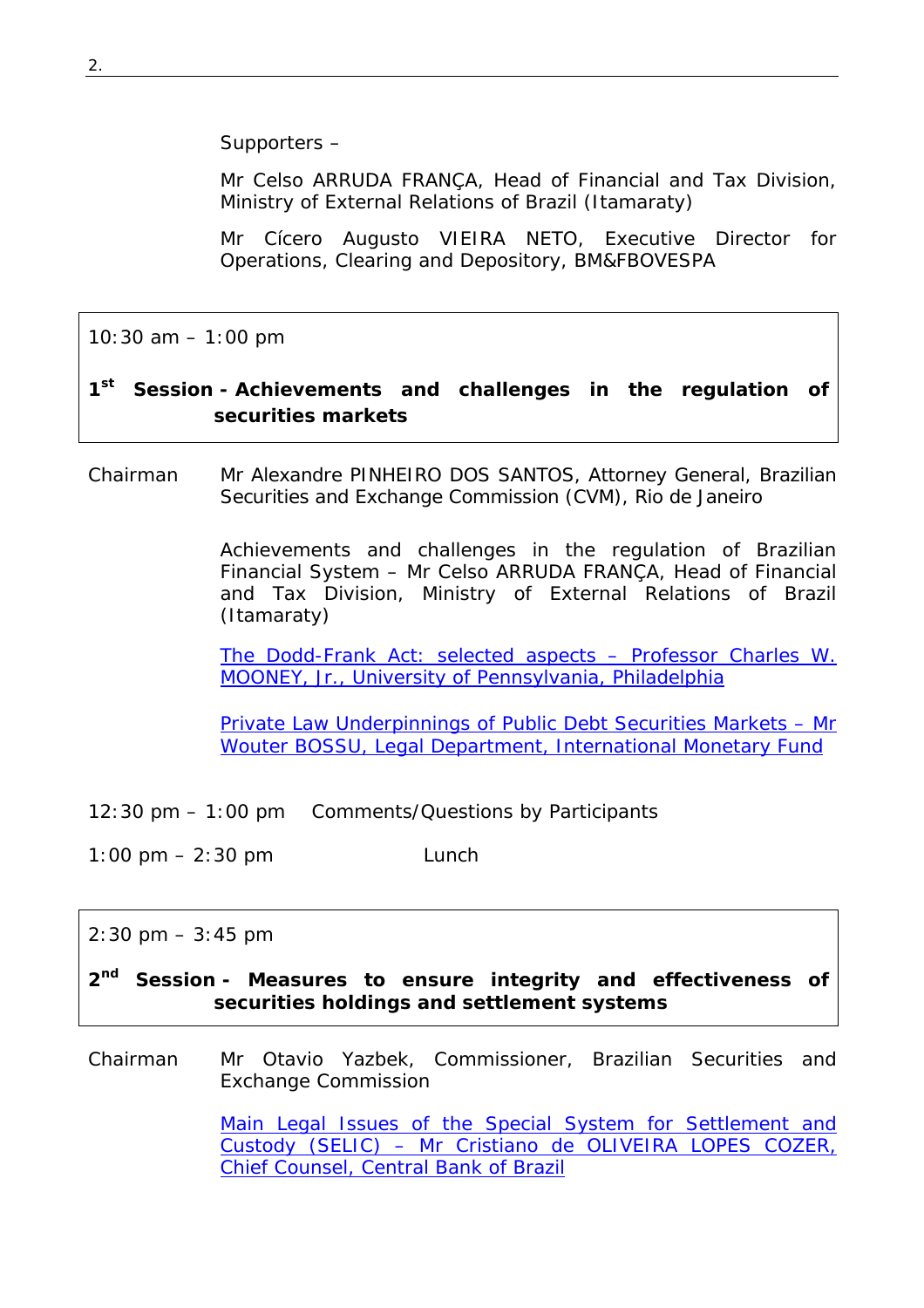Supporters –

Mr Celso ARRUDA FRANÇA, Head of Financial and Tax Division, Ministry of External Relations of Brazil (Itamaraty)

Mr Cícero Augusto VIEIRA NETO, Executive Director for Operations, Clearing and Depository, BM&FBOVESPA

10:30 am – 1:00 pm

**1st Session - Achievements and challenges in the regulation of securities markets**

Chairman: Mr Alexandre PINHEIRO DOS SANTOS, Attorney General, Brazilian Securities and Exchange Commission (CVM), Rio de Janeiro

Achievements and challenges in the regulation of Brazilian Financial System – Mr Celso ARRUDA FRANÇA, Head of Financial and Tax Division, Ministry of External Relations of Brazil (Itamaraty)

The Dodd-Frank Act: selected aspects – Professor Charles W. MOONEY, Jr., University of Pennsylvania, Philadelphia

Private Law Underpinnings of Public Debt Securities Markets – Mr Wouter BOSSU, Legal Department, International Monetary Fund

12:30 pm – 1:00 pm Comments/Questions by Participants

1:00 pm – 2:30 pm Lunch

2:30 pm – 3:45 pm

**2nd Session - Measures to ensure integrity and effectiveness of securities holdings and settlement systems**

Chairman: Mr Otavio Yazbek, Commissioner, Brazilian Securities and Exchange Commission

Main Legal Issues of the Special System for Settlement and Custody (SELIC) – Mr Cristiano de OLIVEIRA LOPES COZER, Chief Counsel, Central Bank of Brazil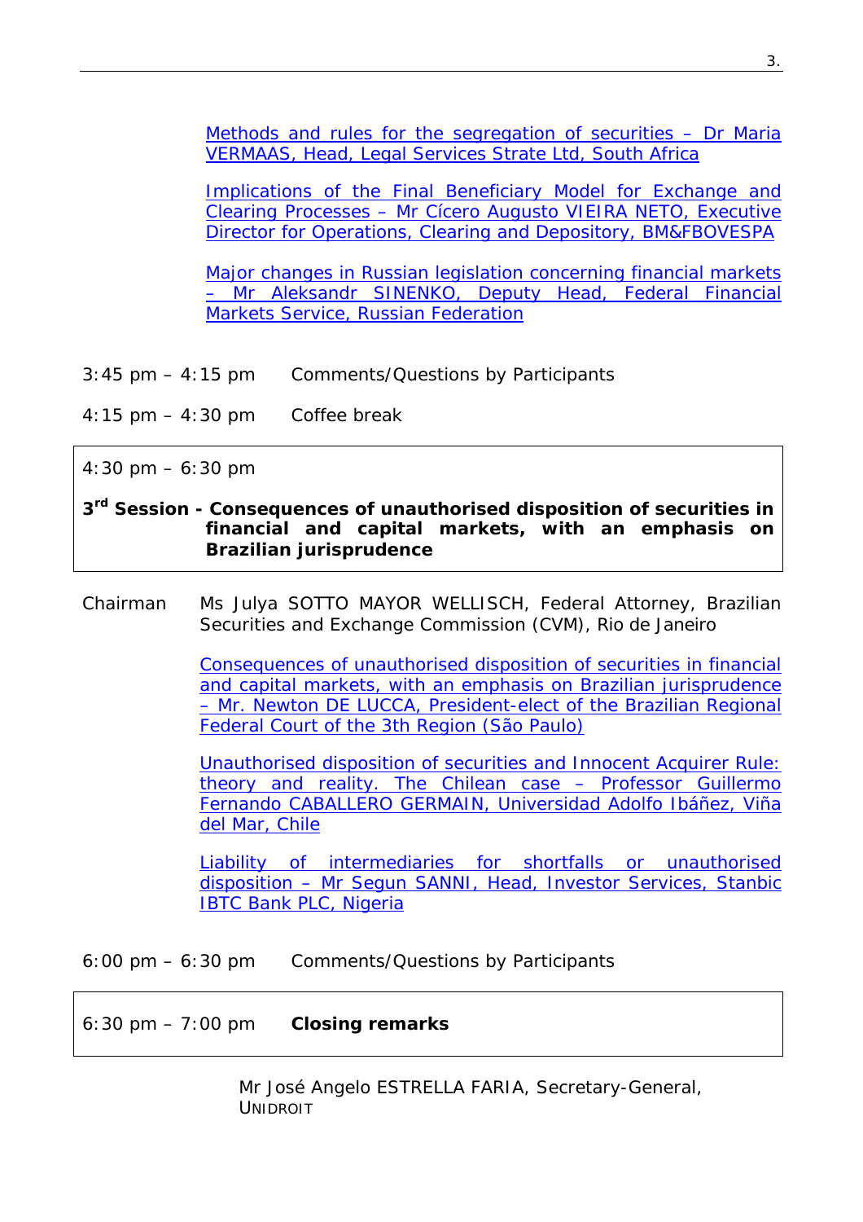[Methods and rules for the segregation of securities – Dr Maria VERMAAS, Head, Legal Services Strate Ltd, South Africa]

[Implications of the Final Beneficiary Model for Exchange and Clearing Processes – Mr Cícero Augusto VIEIRA NETO, Executive Director for Operations, Clearing and Depository, BM&FBOVESPA]

[Major changes in Russian legislation concerning financial markets – Mr Aleksandr SINENKO, Deputy Head, Federal Financial Markets Service, Russian Federation]

3:45 pm – 4:15 pm Comments/Questions by Participants

4:15 pm – 4:30 pm Coffee break

4:30 pm – 6:30 pm

**3rd Session - Consequences of unauthorised disposition of securities in financial and capital markets, with an emphasis on Brazilian jurisprudence**

Chairman Ms Julya SOTTO MAYOR WELLISCH, Federal Attorney, Brazilian Securities and Exchange Commission (CVM), Rio de Janeiro

[Consequences of unauthorised disposition of securities in financial and capital markets, with an emphasis on Brazilian jurisprudence – Mr. Newton DE LUCCA, President-elect of the Brazilian Regional Federal Court of the 3th Region (São Paulo)]

[Unauthorised disposition of securities and Innocent Acquirer Rule: theory and reality. The Chilean case – Professor Guillermo Fernando CABALLERO GERMAIN, Universidad Adolfo Ibáñez, Viña del Mar, Chile]

[Liability of intermediaries for shortfalls or unauthorised disposition – Mr Segun SANNI, Head, Investor Services, Stanbic IBTC Bank PLC, Nigeria]

6:00 pm – 6:30 pm Comments/Questions by Participants

6:30 pm – 7:00 pm **Closing remarks**

Mr José Angelo ESTRELLA FARIA, Secretary-General, UNIDROIT